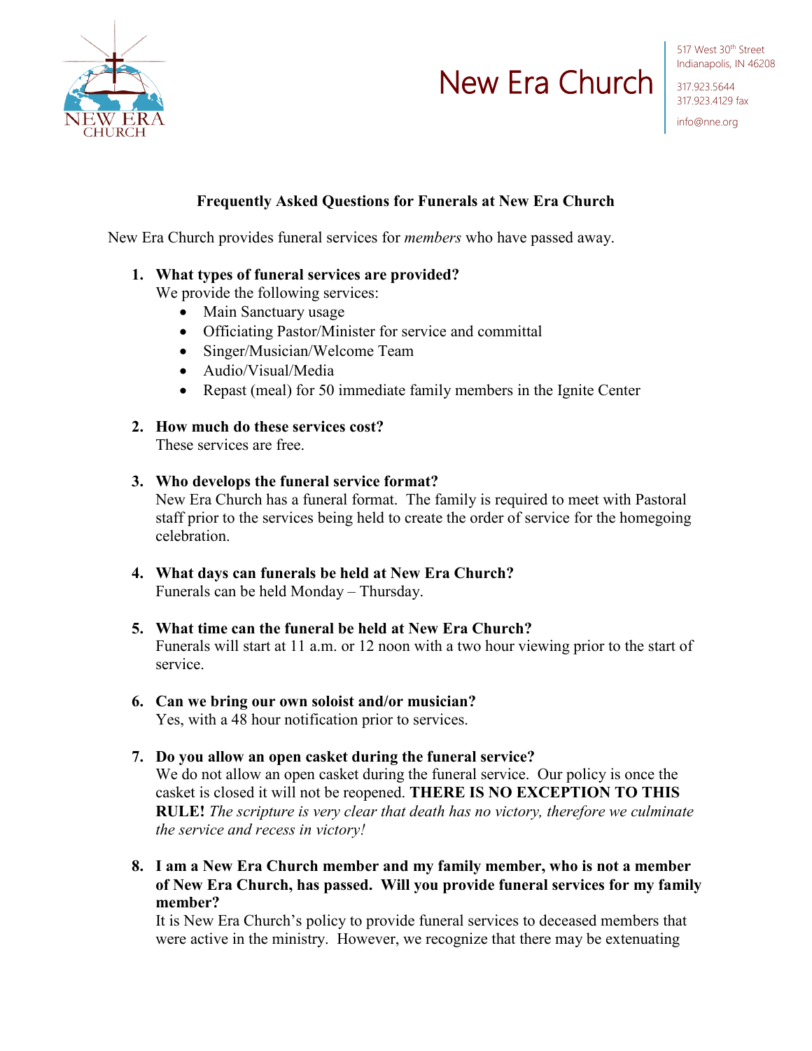New Era Church

517 West 30th Street
Indianapolis, IN 46208

317.923.5644
317.923.4129 fax

info@nne.org

## Frequently Asked Questions for Funerals at New Era Church

New Era Church provides funeral services for *members* who have passed away.

1. **What types of funeral services are provided?**
   We provide the following services:
   - Main Sanctuary usage
   - Officiating Pastor/Minister for service and committal
   - Singer/Musician/Welcome Team
   - Audio/Visual/Media
   - Repast (meal) for 50 immediate family members in the Ignite Center

2. **How much do these services cost?**
   These services are free.

3. **Who develops the funeral service format?**
   New Era Church has a funeral format. The family is required to meet with Pastoral staff prior to the services being held to create the order of service for the homegoing celebration.

4. **What days can funerals be held at New Era Church?**
   Funerals can be held Monday – Thursday.

5. **What time can the funeral be held at New Era Church?**
   Funerals will start at 11 a.m. or 12 noon with a two hour viewing prior to the start of service.

6. **Can we bring our own soloist and/or musician?**
   Yes, with a 48 hour notification prior to services.

7. **Do you allow an open casket during the funeral service?**
   We do not allow an open casket during the funeral service. Our policy is once the casket is closed it will not be reopened. **THERE IS NO EXCEPTION TO THIS RULE!** *The scripture is very clear that death has no victory, therefore we culminate the service and recess in victory!*

8. **I am a New Era Church member and my family member, who is not a member of New Era Church, has passed. Will you provide funeral services for my family member?**
   It is New Era Church's policy to provide funeral services to deceased members that were active in the ministry. However, we recognize that there may be extenuating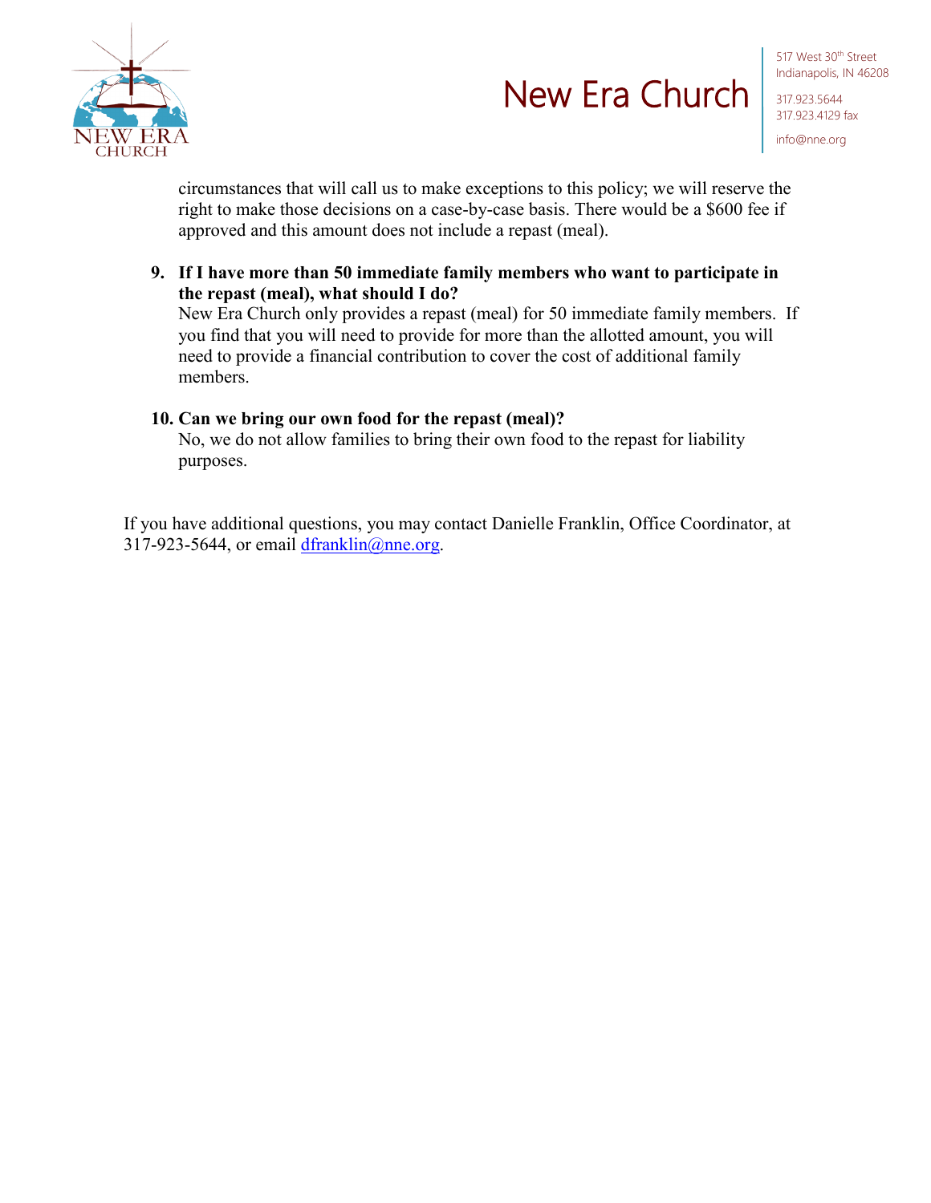circumstances that will call us to make exceptions to this policy; we will reserve the right to make those decisions on a case-by-case basis. There would be a $600 fee if approved and this amount does not include a repast (meal).

9. **If I have more than 50 immediate family members who want to participate in the repast (meal), what should I do?**
   New Era Church only provides a repast (meal) for 50 immediate family members. If you find that you will need to provide for more than the allotted amount, you will need to provide a financial contribution to cover the cost of additional family members.

10. **Can we bring our own food for the repast (meal)?**
    No, we do not allow families to bring their own food to the repast for liability purposes.

If you have additional questions, you may contact Danielle Franklin, Office Coordinator, at 317-923-5644, or email dfranklin@nne.org.